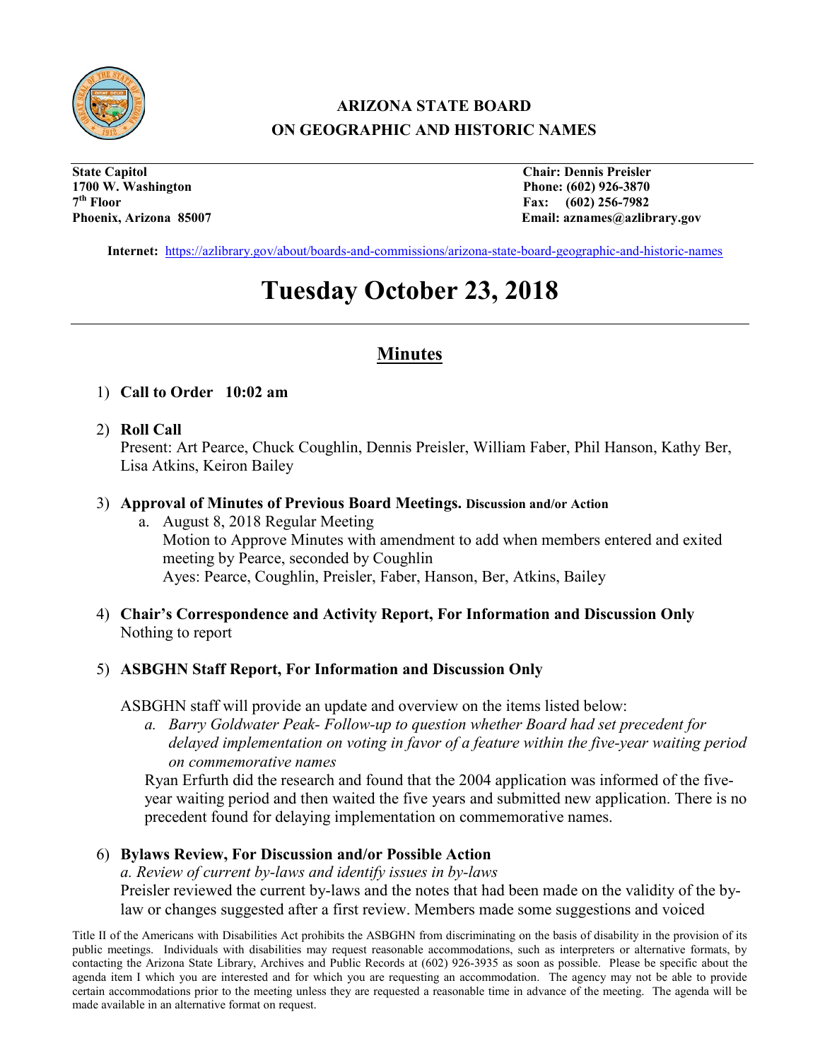## ARIZONA STATE BOARD ON GEOGRAPHIC AND HISTORIC NAMES

**State Capitol**
**1700 W. Washington**
**7th Floor**
**Phoenix, Arizona 85007**

**Chair: Dennis Preisler**
**Phone: (602) 926-3870**
**Fax: (602) 256-7982**
**Email: aznames@azlibrary.gov**

**Internet:** https://azlibrary.gov/about/boards-and-commissions/arizona-state-board-geographic-and-historic-names

# Tuesday October 23, 2018

## Minutes

1) **Call to Order 10:02 am**

2) **Roll Call**
   Present: Art Pearce, Chuck Coughlin, Dennis Preisler, William Faber, Phil Hanson, Kathy Ber, Lisa Atkins, Keiron Bailey

3) **Approval of Minutes of Previous Board Meetings. Discussion and/or Action**
   a. August 8, 2018 Regular Meeting
      Motion to Approve Minutes with amendment to add when members entered and exited meeting by Pearce, seconded by Coughlin
      Ayes: Pearce, Coughlin, Preisler, Faber, Hanson, Ber, Atkins, Bailey

4) **Chair's Correspondence and Activity Report, For Information and Discussion Only**
   Nothing to report

5) **ASBGHN Staff Report, For Information and Discussion Only**

   ASBGHN staff will provide an update and overview on the items listed below:

   a. *Barry Goldwater Peak- Follow-up to question whether Board had set precedent for delayed implementation on voting in favor of a feature within the five-year waiting period on commemorative names*

   Ryan Erfurth did the research and found that the 2004 application was informed of the five-year waiting period and then waited the five years and submitted new application. There is no precedent found for delaying implementation on commemorative names.

6) **Bylaws Review, For Discussion and/or Possible Action**
   *a. Review of current by-laws and identify issues in by-laws*
   Preisler reviewed the current by-laws and the notes that had been made on the validity of the by-law or changes suggested after a first review. Members made some suggestions and voiced

Title II of the Americans with Disabilities Act prohibits the ASBGHN from discriminating on the basis of disability in the provision of its public meetings. Individuals with disabilities may request reasonable accommodations, such as interpreters or alternative formats, by contacting the Arizona State Library, Archives and Public Records at (602) 926-3935 as soon as possible. Please be specific about the agenda item I which you are interested and for which you are requesting an accommodation. The agency may not be able to provide certain accommodations prior to the meeting unless they are requested a reasonable time in advance of the meeting. The agenda will be made available in an alternative format on request.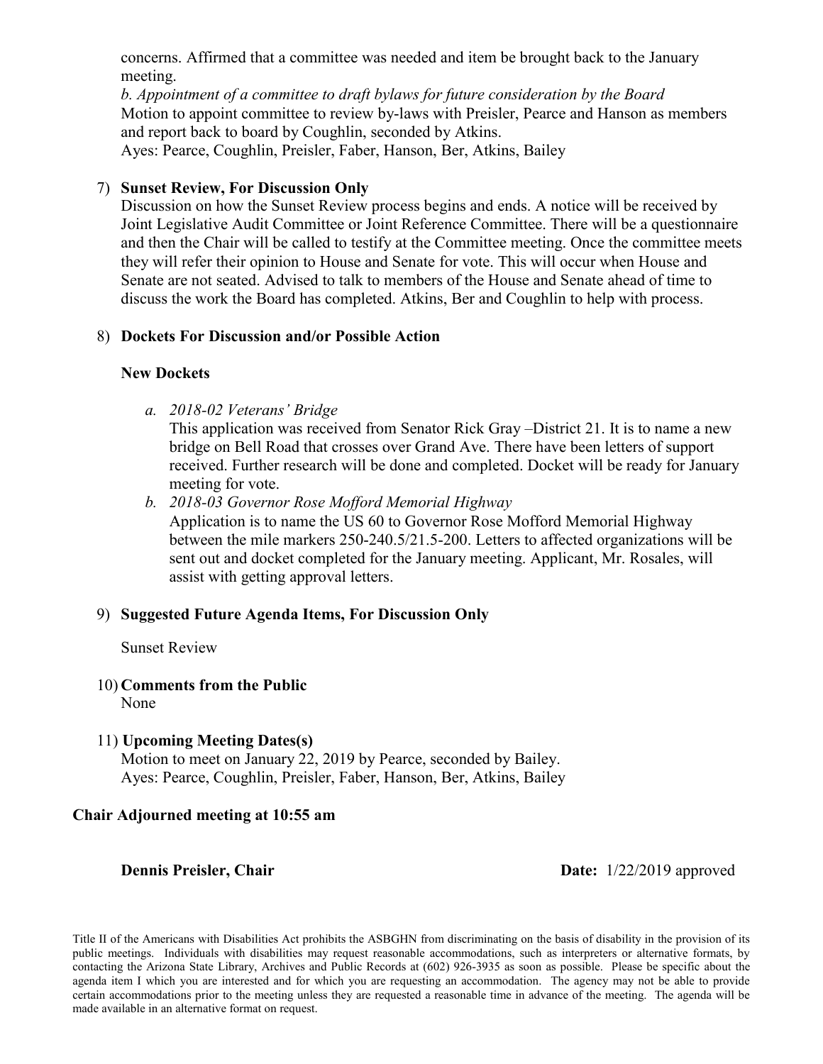concerns. Affirmed that a committee was needed and item be brought back to the January meeting.

*b. Appointment of a committee to draft bylaws for future consideration by the Board*
Motion to appoint committee to review by-laws with Preisler, Pearce and Hanson as members and report back to board by Coughlin, seconded by Atkins.
Ayes: Pearce, Coughlin, Preisler, Faber, Hanson, Ber, Atkins, Bailey

7) **Sunset Review, For Discussion Only**
Discussion on how the Sunset Review process begins and ends. A notice will be received by Joint Legislative Audit Committee or Joint Reference Committee. There will be a questionnaire and then the Chair will be called to testify at the Committee meeting. Once the committee meets they will refer their opinion to House and Senate for vote. This will occur when House and Senate are not seated. Advised to talk to members of the House and Senate ahead of time to discuss the work the Board has completed. Atkins, Ber and Coughlin to help with process.

8) **Dockets For Discussion and/or Possible Action**

**New Dockets**

a. *2018-02 Veterans' Bridge*
This application was received from Senator Rick Gray –District 21. It is to name a new bridge on Bell Road that crosses over Grand Ave. There have been letters of support received. Further research will be done and completed. Docket will be ready for January meeting for vote.

b. *2018-03 Governor Rose Mofford Memorial Highway*
Application is to name the US 60 to Governor Rose Mofford Memorial Highway between the mile markers 250-240.5/21.5-200. Letters to affected organizations will be sent out and docket completed for the January meeting. Applicant, Mr. Rosales, will assist with getting approval letters.

9) **Suggested Future Agenda Items, For Discussion Only**

Sunset Review

10) **Comments from the Public**
None

11) **Upcoming Meeting Dates(s)**
Motion to meet on January 22, 2019 by Pearce, seconded by Bailey.
Ayes: Pearce, Coughlin, Preisler, Faber, Hanson, Ber, Atkins, Bailey

**Chair Adjourned meeting at 10:55 am**

**Dennis Preisler, Chair** **Date:** 1/22/2019 approved

Title II of the Americans with Disabilities Act prohibits the ASBGHN from discriminating on the basis of disability in the provision of its public meetings. Individuals with disabilities may request reasonable accommodations, such as interpreters or alternative formats, by contacting the Arizona State Library, Archives and Public Records at (602) 926-3935 as soon as possible. Please be specific about the agenda item I which you are interested and for which you are requesting an accommodation. The agency may not be able to provide certain accommodations prior to the meeting unless they are requested a reasonable time in advance of the meeting. The agenda will be made available in an alternative format on request.